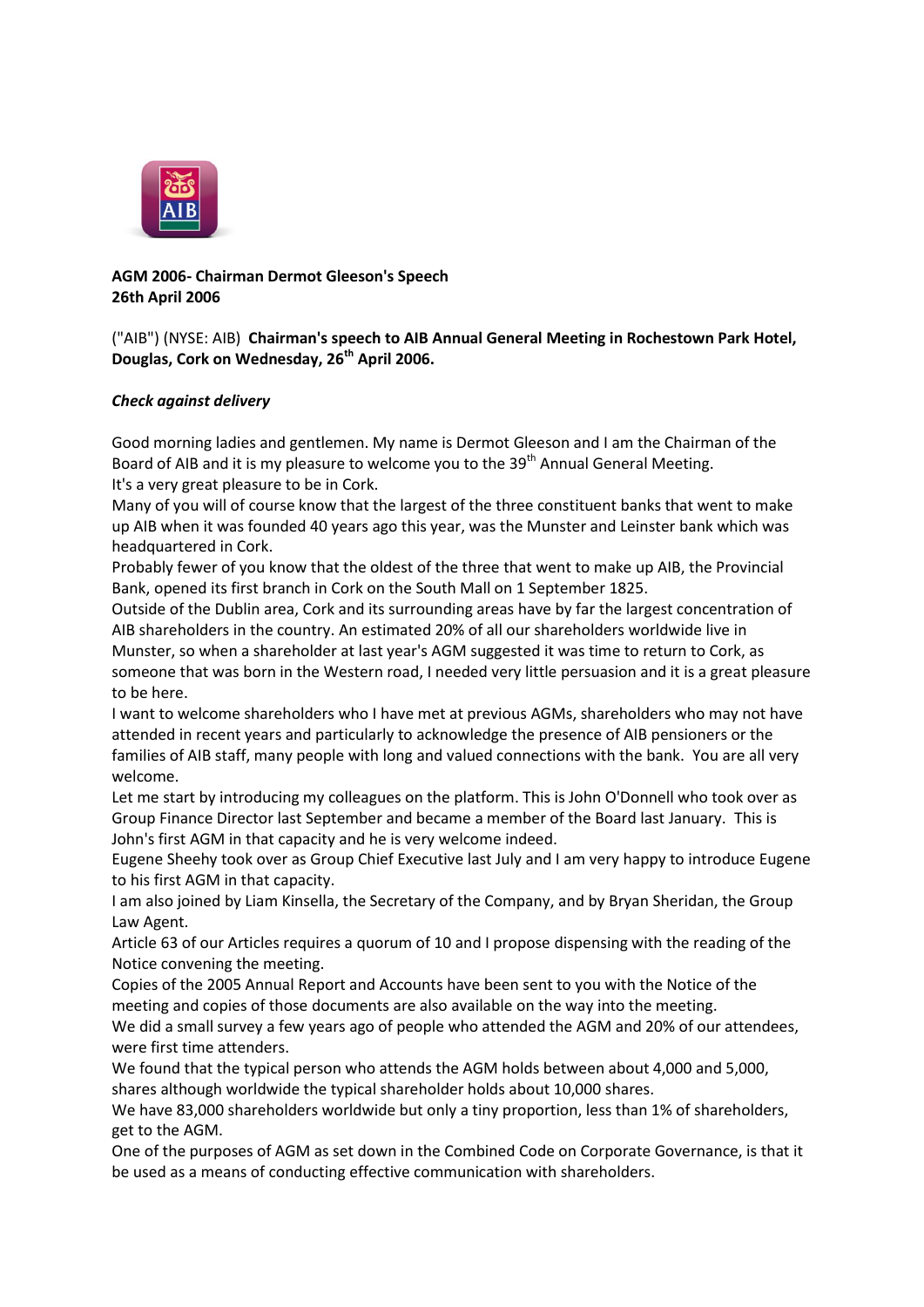**AGM 2006- Chairman Dermot Gleeson's Speech**
**26th April 2006**

("AIB") (NYSE: AIB) **Chairman's speech to AIB Annual General Meeting in Rochestown Park Hotel, Douglas, Cork on Wednesday, 26th April 2006.**

***Check against delivery***

Good morning ladies and gentlemen. My name is Dermot Gleeson and I am the Chairman of the Board of AIB and it is my pleasure to welcome you to the 39th Annual General Meeting.

It's a very great pleasure to be in Cork.

Many of you will of course know that the largest of the three constituent banks that went to make up AIB when it was founded 40 years ago this year, was the Munster and Leinster bank which was headquartered in Cork.

Probably fewer of you know that the oldest of the three that went to make up AIB, the Provincial Bank, opened its first branch in Cork on the South Mall on 1 September 1825.

Outside of the Dublin area, Cork and its surrounding areas have by far the largest concentration of AIB shareholders in the country. An estimated 20% of all our shareholders worldwide live in Munster, so when a shareholder at last year's AGM suggested it was time to return to Cork, as someone that was born in the Western road, I needed very little persuasion and it is a great pleasure to be here.

I want to welcome shareholders who I have met at previous AGMs, shareholders who may not have attended in recent years and particularly to acknowledge the presence of AIB pensioners or the families of AIB staff, many people with long and valued connections with the bank. You are all very welcome.

Let me start by introducing my colleagues on the platform. This is John O'Donnell who took over as Group Finance Director last September and became a member of the Board last January. This is John's first AGM in that capacity and he is very welcome indeed.

Eugene Sheehy took over as Group Chief Executive last July and I am very happy to introduce Eugene to his first AGM in that capacity.

I am also joined by Liam Kinsella, the Secretary of the Company, and by Bryan Sheridan, the Group Law Agent.

Article 63 of our Articles requires a quorum of 10 and I propose dispensing with the reading of the Notice convening the meeting.

Copies of the 2005 Annual Report and Accounts have been sent to you with the Notice of the meeting and copies of those documents are also available on the way into the meeting.

We did a small survey a few years ago of people who attended the AGM and 20% of our attendees, were first time attenders.

We found that the typical person who attends the AGM holds between about 4,000 and 5,000, shares although worldwide the typical shareholder holds about 10,000 shares.

We have 83,000 shareholders worldwide but only a tiny proportion, less than 1% of shareholders, get to the AGM.

One of the purposes of AGM as set down in the Combined Code on Corporate Governance, is that it be used as a means of conducting effective communication with shareholders.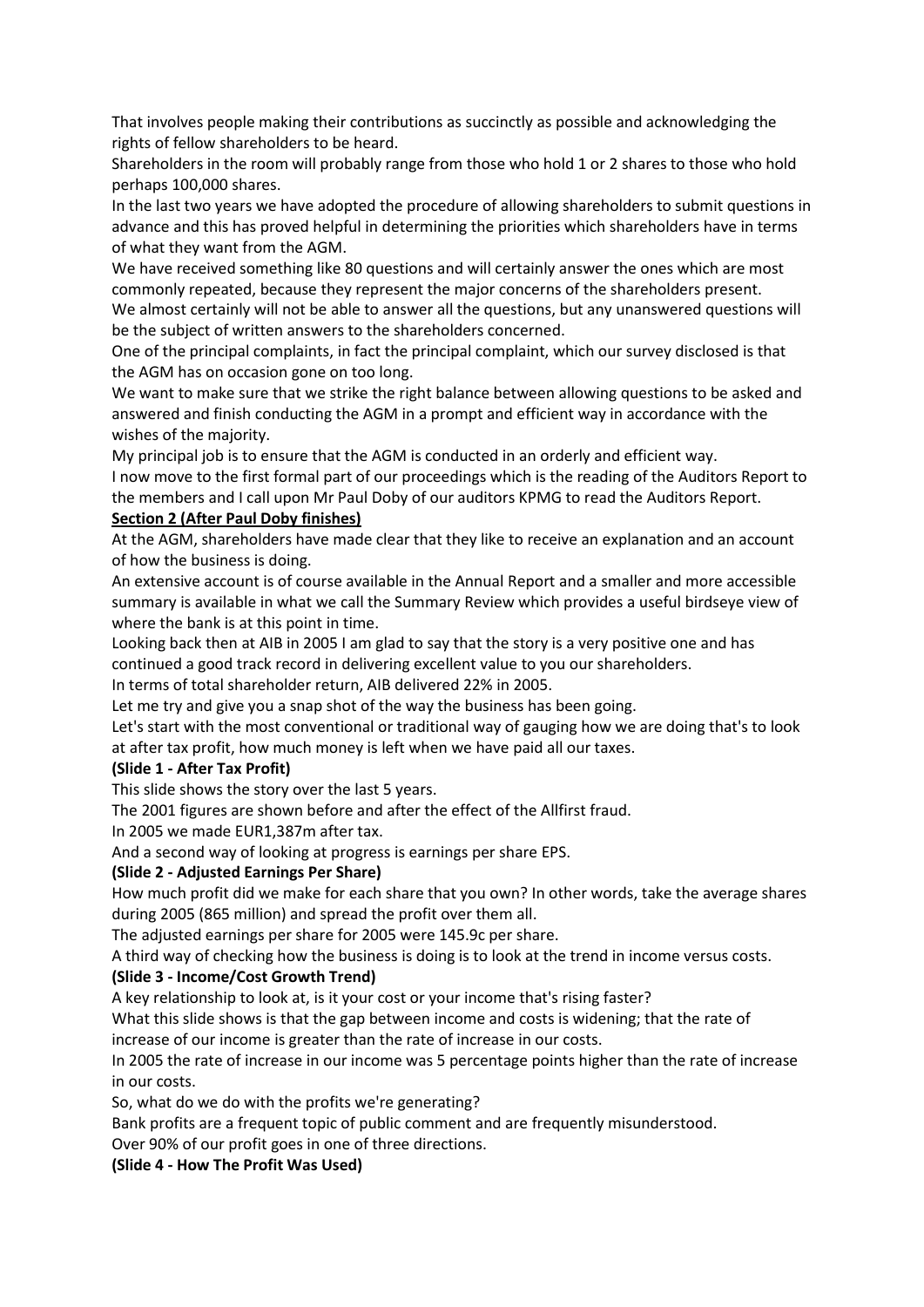That involves people making their contributions as succinctly as possible and acknowledging the rights of fellow shareholders to be heard.

Shareholders in the room will probably range from those who hold 1 or 2 shares to those who hold perhaps 100,000 shares.

In the last two years we have adopted the procedure of allowing shareholders to submit questions in advance and this has proved helpful in determining the priorities which shareholders have in terms of what they want from the AGM.

We have received something like 80 questions and will certainly answer the ones which are most commonly repeated, because they represent the major concerns of the shareholders present.

We almost certainly will not be able to answer all the questions, but any unanswered questions will be the subject of written answers to the shareholders concerned.

One of the principal complaints, in fact the principal complaint, which our survey disclosed is that the AGM has on occasion gone on too long.

We want to make sure that we strike the right balance between allowing questions to be asked and answered and finish conducting the AGM in a prompt and efficient way in accordance with the wishes of the majority.

My principal job is to ensure that the AGM is conducted in an orderly and efficient way.

I now move to the first formal part of our proceedings which is the reading of the Auditors Report to the members and I call upon Mr Paul Doby of our auditors KPMG to read the Auditors Report.

**Section 2 (After Paul Doby finishes)**

At the AGM, shareholders have made clear that they like to receive an explanation and an account of how the business is doing.

An extensive account is of course available in the Annual Report and a smaller and more accessible summary is available in what we call the Summary Review which provides a useful birdseye view of where the bank is at this point in time.

Looking back then at AIB in 2005 I am glad to say that the story is a very positive one and has continued a good track record in delivering excellent value to you our shareholders.

In terms of total shareholder return, AIB delivered 22% in 2005.

Let me try and give you a snap shot of the way the business has been going.

Let's start with the most conventional or traditional way of gauging how we are doing that's to look at after tax profit, how much money is left when we have paid all our taxes.

**(Slide 1 - After Tax Profit)**

This slide shows the story over the last 5 years.

The 2001 figures are shown before and after the effect of the Allfirst fraud.

In 2005 we made EUR1,387m after tax.

And a second way of looking at progress is earnings per share EPS.

**(Slide 2 - Adjusted Earnings Per Share)**

How much profit did we make for each share that you own? In other words, take the average shares during 2005 (865 million) and spread the profit over them all.

The adjusted earnings per share for 2005 were 145.9c per share.

A third way of checking how the business is doing is to look at the trend in income versus costs.

**(Slide 3 - Income/Cost Growth Trend)**

A key relationship to look at, is it your cost or your income that's rising faster?

What this slide shows is that the gap between income and costs is widening; that the rate of increase of our income is greater than the rate of increase in our costs.

In 2005 the rate of increase in our income was 5 percentage points higher than the rate of increase in our costs.

So, what do we do with the profits we're generating?

Bank profits are a frequent topic of public comment and are frequently misunderstood.

Over 90% of our profit goes in one of three directions.

**(Slide 4 - How The Profit Was Used)**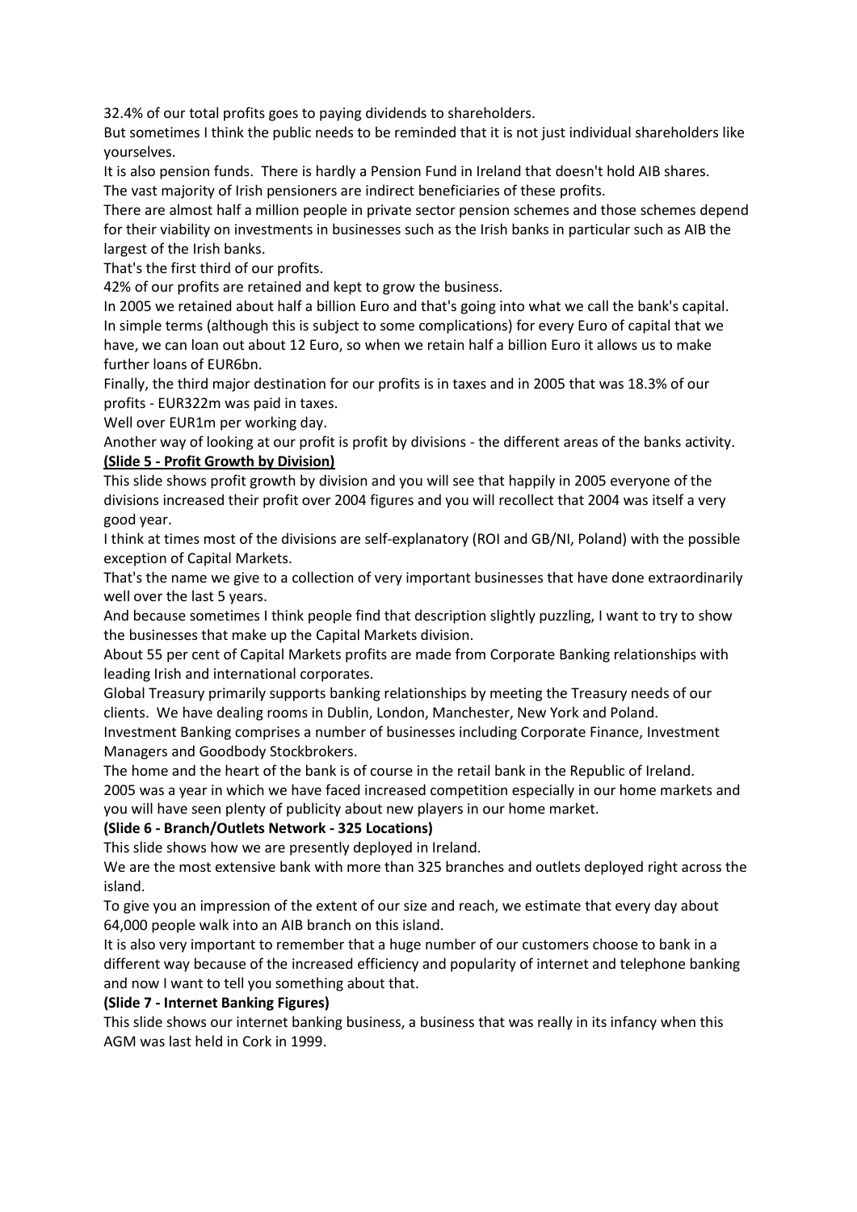32.4% of our total profits goes to paying dividends to shareholders.

But sometimes I think the public needs to be reminded that it is not just individual shareholders like yourselves.

It is also pension funds. There is hardly a Pension Fund in Ireland that doesn't hold AIB shares. The vast majority of Irish pensioners are indirect beneficiaries of these profits.

There are almost half a million people in private sector pension schemes and those schemes depend for their viability on investments in businesses such as the Irish banks in particular such as AIB the largest of the Irish banks.

That's the first third of our profits.

42% of our profits are retained and kept to grow the business.

In 2005 we retained about half a billion Euro and that's going into what we call the bank's capital. In simple terms (although this is subject to some complications) for every Euro of capital that we have, we can loan out about 12 Euro, so when we retain half a billion Euro it allows us to make further loans of EUR6bn.

Finally, the third major destination for our profits is in taxes and in 2005 that was 18.3% of our profits - EUR322m was paid in taxes.

Well over EUR1m per working day.

Another way of looking at our profit is profit by divisions - the different areas of the banks activity.

**(Slide 5 - Profit Growth by Division)**

This slide shows profit growth by division and you will see that happily in 2005 everyone of the divisions increased their profit over 2004 figures and you will recollect that 2004 was itself a very good year.

I think at times most of the divisions are self-explanatory (ROI and GB/NI, Poland) with the possible exception of Capital Markets.

That's the name we give to a collection of very important businesses that have done extraordinarily well over the last 5 years.

And because sometimes I think people find that description slightly puzzling, I want to try to show the businesses that make up the Capital Markets division.

About 55 per cent of Capital Markets profits are made from Corporate Banking relationships with leading Irish and international corporates.

Global Treasury primarily supports banking relationships by meeting the Treasury needs of our clients. We have dealing rooms in Dublin, London, Manchester, New York and Poland.

Investment Banking comprises a number of businesses including Corporate Finance, Investment Managers and Goodbody Stockbrokers.

The home and the heart of the bank is of course in the retail bank in the Republic of Ireland.

2005 was a year in which we have faced increased competition especially in our home markets and you will have seen plenty of publicity about new players in our home market.

**(Slide 6 - Branch/Outlets Network - 325 Locations)**

This slide shows how we are presently deployed in Ireland.

We are the most extensive bank with more than 325 branches and outlets deployed right across the island.

To give you an impression of the extent of our size and reach, we estimate that every day about 64,000 people walk into an AIB branch on this island.

It is also very important to remember that a huge number of our customers choose to bank in a different way because of the increased efficiency and popularity of internet and telephone banking and now I want to tell you something about that.

**(Slide 7 - Internet Banking Figures)**

This slide shows our internet banking business, a business that was really in its infancy when this AGM was last held in Cork in 1999.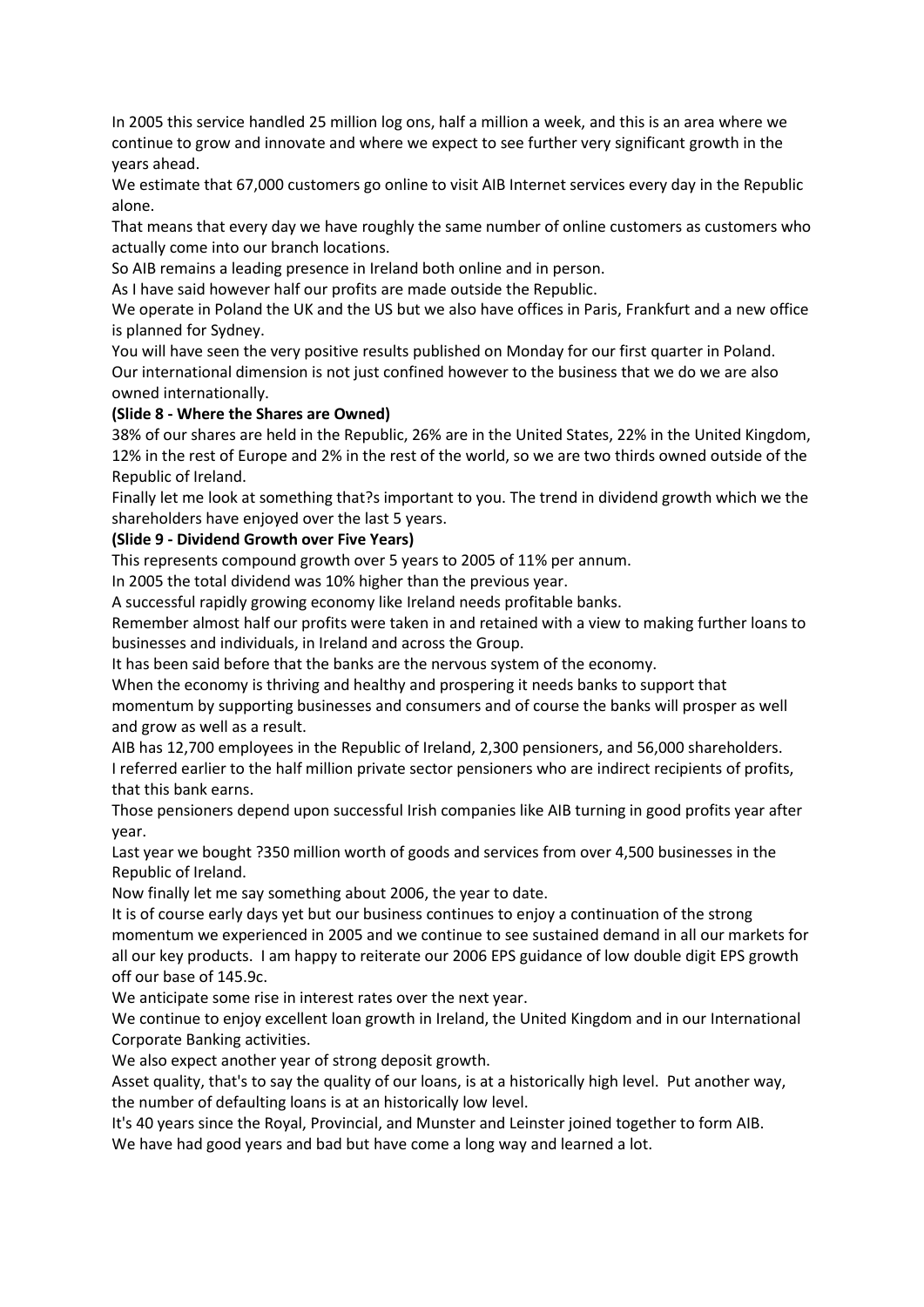In 2005 this service handled 25 million log ons, half a million a week, and this is an area where we continue to grow and innovate and where we expect to see further very significant growth in the years ahead.

We estimate that 67,000 customers go online to visit AIB Internet services every day in the Republic alone.

That means that every day we have roughly the same number of online customers as customers who actually come into our branch locations.

So AIB remains a leading presence in Ireland both online and in person.

As I have said however half our profits are made outside the Republic.

We operate in Poland the UK and the US but we also have offices in Paris, Frankfurt and a new office is planned for Sydney.

You will have seen the very positive results published on Monday for our first quarter in Poland.

Our international dimension is not just confined however to the business that we do we are also owned internationally.

**(Slide 8 - Where the Shares are Owned)**

38% of our shares are held in the Republic, 26% are in the United States, 22% in the United Kingdom, 12% in the rest of Europe and 2% in the rest of the world, so we are two thirds owned outside of the Republic of Ireland.

Finally let me look at something that?s important to you. The trend in dividend growth which we the shareholders have enjoyed over the last 5 years.

**(Slide 9 - Dividend Growth over Five Years)**

This represents compound growth over 5 years to 2005 of 11% per annum.

In 2005 the total dividend was 10% higher than the previous year.

A successful rapidly growing economy like Ireland needs profitable banks.

Remember almost half our profits were taken in and retained with a view to making further loans to businesses and individuals, in Ireland and across the Group.

It has been said before that the banks are the nervous system of the economy.

When the economy is thriving and healthy and prospering it needs banks to support that momentum by supporting businesses and consumers and of course the banks will prosper as well and grow as well as a result.

AIB has 12,700 employees in the Republic of Ireland, 2,300 pensioners, and 56,000 shareholders.

I referred earlier to the half million private sector pensioners who are indirect recipients of profits, that this bank earns.

Those pensioners depend upon successful Irish companies like AIB turning in good profits year after year.

Last year we bought ?350 million worth of goods and services from over 4,500 businesses in the Republic of Ireland.

Now finally let me say something about 2006, the year to date.

It is of course early days yet but our business continues to enjoy a continuation of the strong momentum we experienced in 2005 and we continue to see sustained demand in all our markets for all our key products. I am happy to reiterate our 2006 EPS guidance of low double digit EPS growth off our base of 145.9c.

We anticipate some rise in interest rates over the next year.

We continue to enjoy excellent loan growth in Ireland, the United Kingdom and in our International Corporate Banking activities.

We also expect another year of strong deposit growth.

Asset quality, that's to say the quality of our loans, is at a historically high level. Put another way, the number of defaulting loans is at an historically low level.

It's 40 years since the Royal, Provincial, and Munster and Leinster joined together to form AIB.

We have had good years and bad but have come a long way and learned a lot.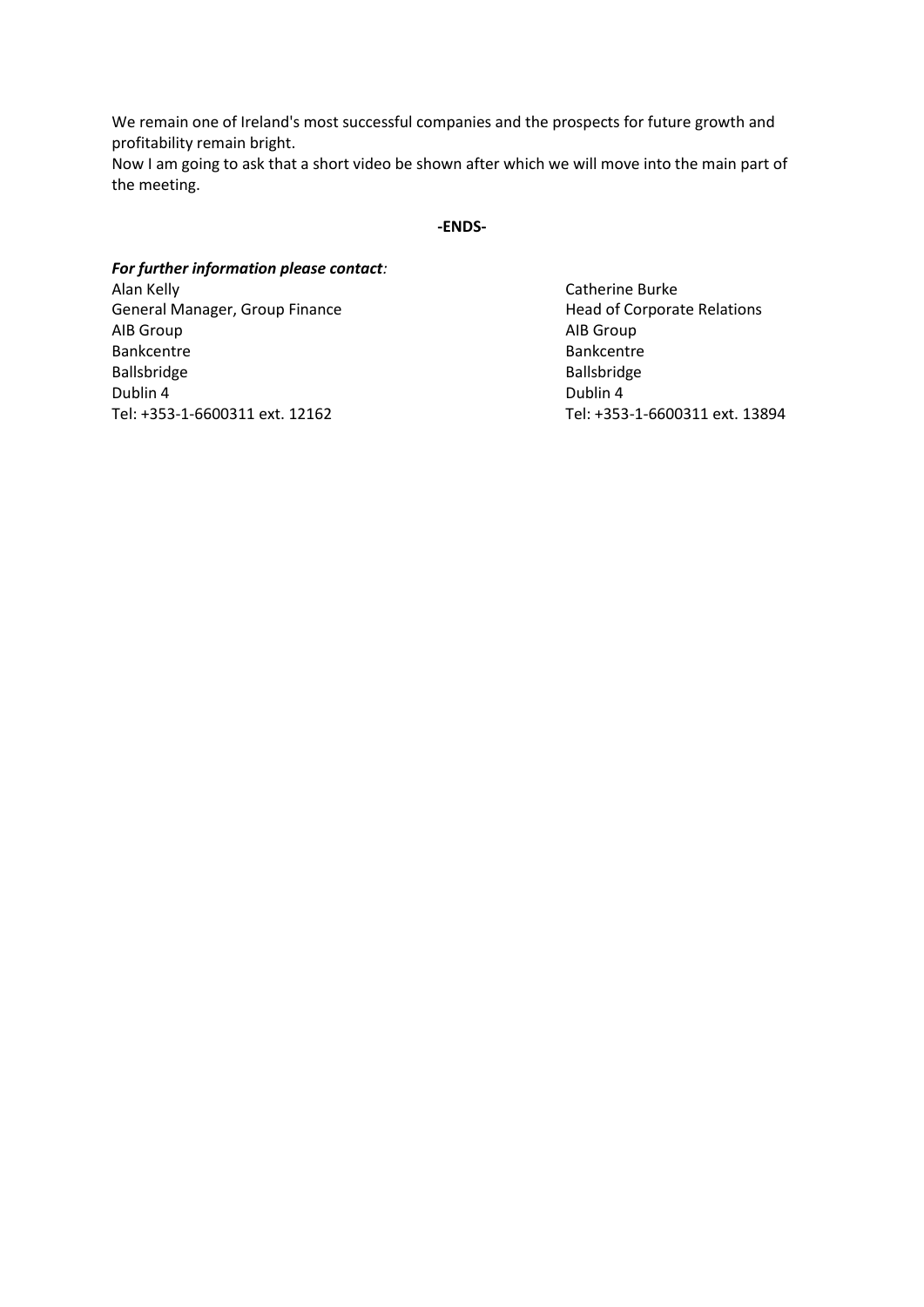We remain one of Ireland's most successful companies and the prospects for future growth and profitability remain bright.

Now I am going to ask that a short video be shown after which we will move into the main part of the meeting.

**-ENDS-**

***For further information please contact:***

Alan Kelly
General Manager, Group Finance
AIB Group
Bankcentre
Ballsbridge
Dublin 4
Tel: +353-1-6600311 ext. 12162

Catherine Burke
Head of Corporate Relations
AIB Group
Bankcentre
Ballsbridge
Dublin 4
Tel: +353-1-6600311 ext. 13894